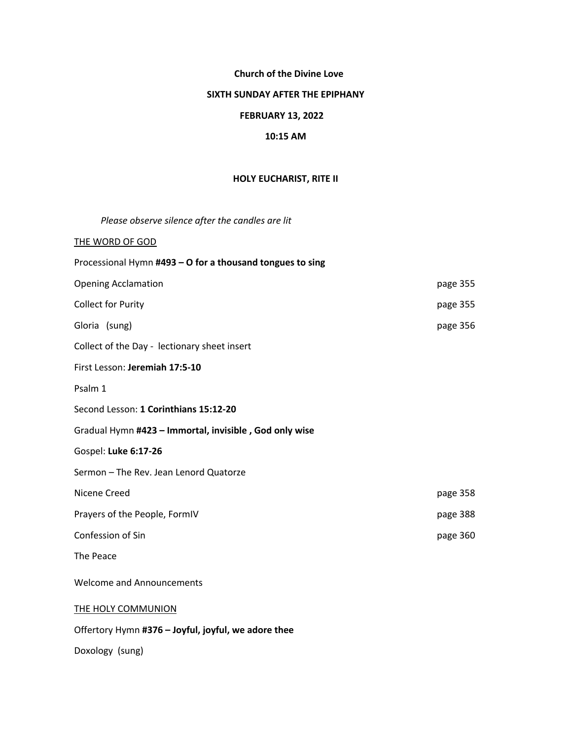**Church of the Divine Love**

**SIXTH SUNDAY AFTER THE EPIPHANY**

**FEBRUARY 13, 2022**

**10:15 AM**

**HOLY EUCHARIST, RITE II**

*Please observe silence after the candles are lit*

THE WORD OF GOD

Processional Hymn **#493 – O for a thousand tongues to sing**

| | |
|---|---|
| Opening Acclamation | page 355 |
| Collect for Purity | page 355 |
| Gloria (sung) | page 356 |

Collect of the Day - lectionary sheet insert

First Lesson: **Jeremiah 17:5-10**

Psalm 1

Second Lesson: **1 Corinthians 15:12-20**

Gradual Hymn **#423 – Immortal, invisible , God only wise**

Gospel: **Luke 6:17-26**

Sermon – The Rev. Jean Lenord Quatorze

| | |
|---|---|
| Nicene Creed | page 358 |
| Prayers of the People, FormIV | page 388 |
| Confession of Sin | page 360 |

The Peace

Welcome and Announcements

THE HOLY COMMUNION

Offertory Hymn **#376 – Joyful, joyful, we adore thee**

Doxology (sung)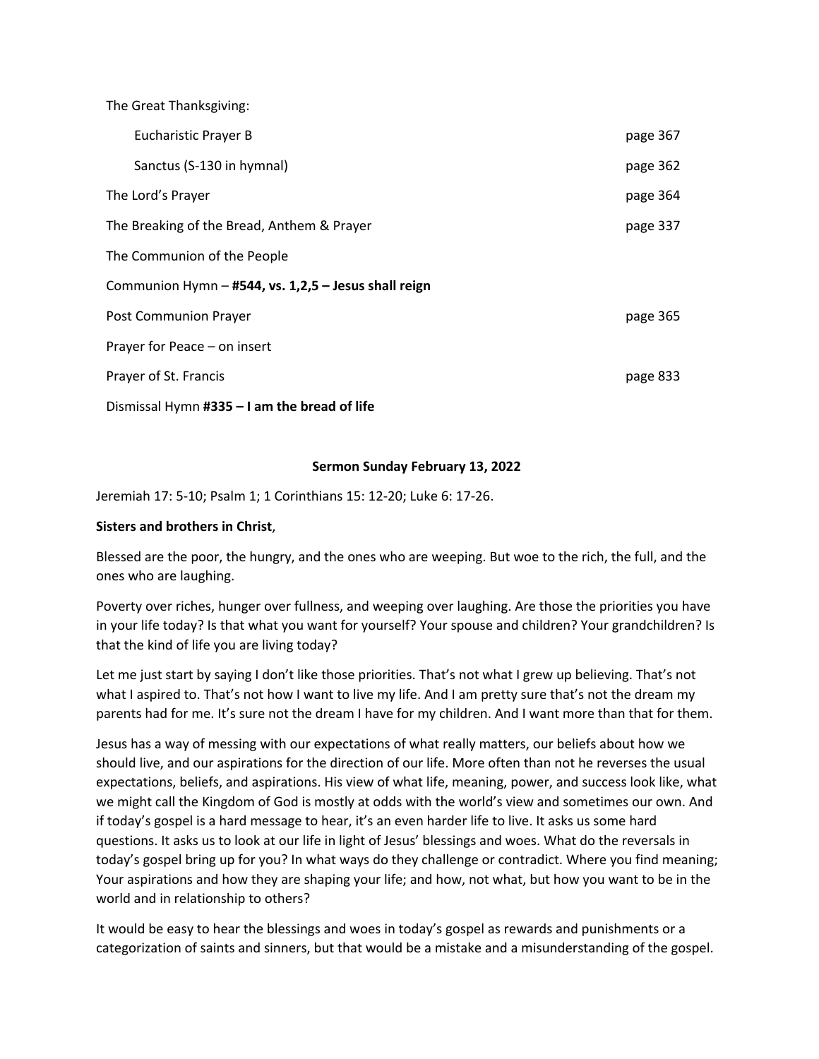The Great Thanksgiving:

| | |
|---|---|
| Eucharistic Prayer B | page 367 |
| Sanctus (S-130 in hymnal) | page 362 |
| The Lord's Prayer | page 364 |
| The Breaking of the Bread, Anthem & Prayer | page 337 |
| The Communion of the People | |
| Communion Hymn – **#544, vs. 1,2,5 – Jesus shall reign** | |
| Post Communion Prayer | page 365 |
| Prayer for Peace – on insert | |
| Prayer of St. Francis | page 833 |
| Dismissal Hymn **#335 – I am the bread of life** | |

**Sermon Sunday February 13, 2022**

Jeremiah 17: 5-10; Psalm 1; 1 Corinthians 15: 12-20; Luke 6: 17-26.

**Sisters and brothers in Christ**,

Blessed are the poor, the hungry, and the ones who are weeping. But woe to the rich, the full, and the ones who are laughing.

Poverty over riches, hunger over fullness, and weeping over laughing. Are those the priorities you have in your life today? Is that what you want for yourself? Your spouse and children? Your grandchildren? Is that the kind of life you are living today?

Let me just start by saying I don't like those priorities. That's not what I grew up believing. That's not what I aspired to. That's not how I want to live my life. And I am pretty sure that's not the dream my parents had for me. It's sure not the dream I have for my children. And I want more than that for them.

Jesus has a way of messing with our expectations of what really matters, our beliefs about how we should live, and our aspirations for the direction of our life. More often than not he reverses the usual expectations, beliefs, and aspirations. His view of what life, meaning, power, and success look like, what we might call the Kingdom of God is mostly at odds with the world's view and sometimes our own. And if today's gospel is a hard message to hear, it's an even harder life to live. It asks us some hard questions. It asks us to look at our life in light of Jesus' blessings and woes. What do the reversals in today's gospel bring up for you? In what ways do they challenge or contradict. Where you find meaning; Your aspirations and how they are shaping your life; and how, not what, but how you want to be in the world and in relationship to others?

It would be easy to hear the blessings and woes in today's gospel as rewards and punishments or a categorization of saints and sinners, but that would be a mistake and a misunderstanding of the gospel.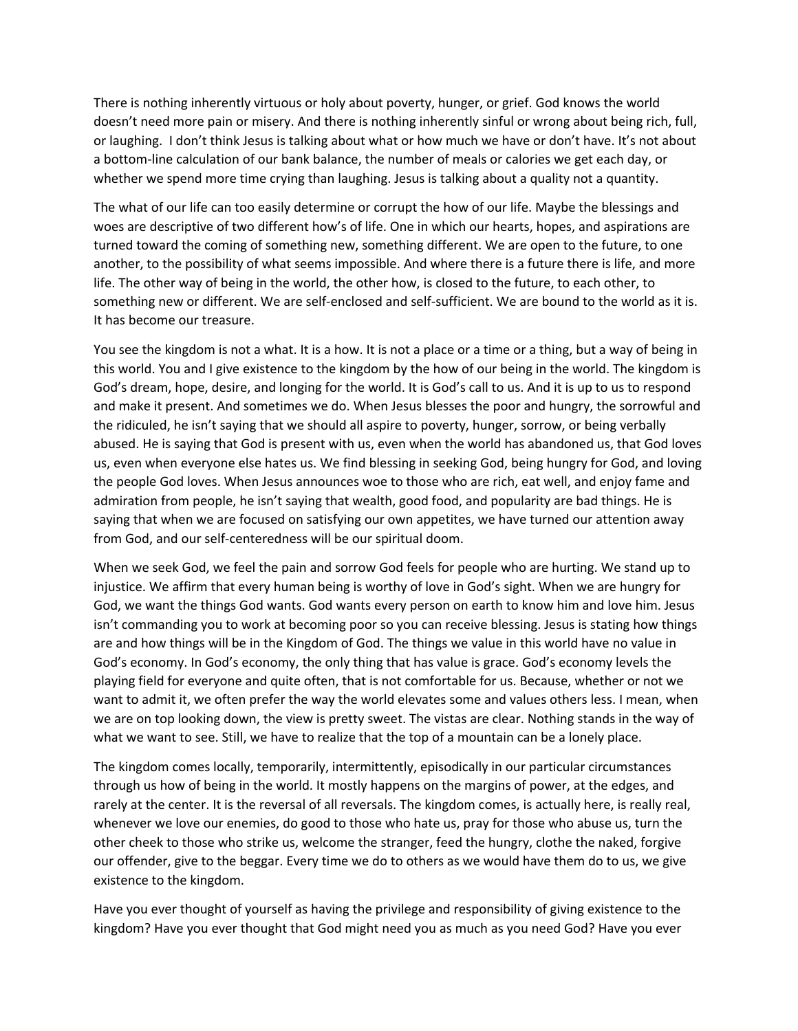There is nothing inherently virtuous or holy about poverty, hunger, or grief. God knows the world doesn't need more pain or misery. And there is nothing inherently sinful or wrong about being rich, full, or laughing.  I don't think Jesus is talking about what or how much we have or don't have. It's not about a bottom-line calculation of our bank balance, the number of meals or calories we get each day, or whether we spend more time crying than laughing. Jesus is talking about a quality not a quantity.

The what of our life can too easily determine or corrupt the how of our life. Maybe the blessings and woes are descriptive of two different how's of life. One in which our hearts, hopes, and aspirations are turned toward the coming of something new, something different. We are open to the future, to one another, to the possibility of what seems impossible. And where there is a future there is life, and more life. The other way of being in the world, the other how, is closed to the future, to each other, to something new or different. We are self-enclosed and self-sufficient. We are bound to the world as it is. It has become our treasure.

You see the kingdom is not a what. It is a how. It is not a place or a time or a thing, but a way of being in this world. You and I give existence to the kingdom by the how of our being in the world. The kingdom is God's dream, hope, desire, and longing for the world. It is God's call to us. And it is up to us to respond and make it present. And sometimes we do. When Jesus blesses the poor and hungry, the sorrowful and the ridiculed, he isn't saying that we should all aspire to poverty, hunger, sorrow, or being verbally abused. He is saying that God is present with us, even when the world has abandoned us, that God loves us, even when everyone else hates us. We find blessing in seeking God, being hungry for God, and loving the people God loves. When Jesus announces woe to those who are rich, eat well, and enjoy fame and admiration from people, he isn't saying that wealth, good food, and popularity are bad things. He is saying that when we are focused on satisfying our own appetites, we have turned our attention away from God, and our self-centeredness will be our spiritual doom.

When we seek God, we feel the pain and sorrow God feels for people who are hurting. We stand up to injustice. We affirm that every human being is worthy of love in God's sight. When we are hungry for God, we want the things God wants. God wants every person on earth to know him and love him. Jesus isn't commanding you to work at becoming poor so you can receive blessing. Jesus is stating how things are and how things will be in the Kingdom of God. The things we value in this world have no value in God's economy. In God's economy, the only thing that has value is grace. God's economy levels the playing field for everyone and quite often, that is not comfortable for us. Because, whether or not we want to admit it, we often prefer the way the world elevates some and values others less. I mean, when we are on top looking down, the view is pretty sweet. The vistas are clear. Nothing stands in the way of what we want to see. Still, we have to realize that the top of a mountain can be a lonely place.

The kingdom comes locally, temporarily, intermittently, episodically in our particular circumstances through us how of being in the world. It mostly happens on the margins of power, at the edges, and rarely at the center. It is the reversal of all reversals. The kingdom comes, is actually here, is really real, whenever we love our enemies, do good to those who hate us, pray for those who abuse us, turn the other cheek to those who strike us, welcome the stranger, feed the hungry, clothe the naked, forgive our offender, give to the beggar. Every time we do to others as we would have them do to us, we give existence to the kingdom.

Have you ever thought of yourself as having the privilege and responsibility of giving existence to the kingdom? Have you ever thought that God might need you as much as you need God? Have you ever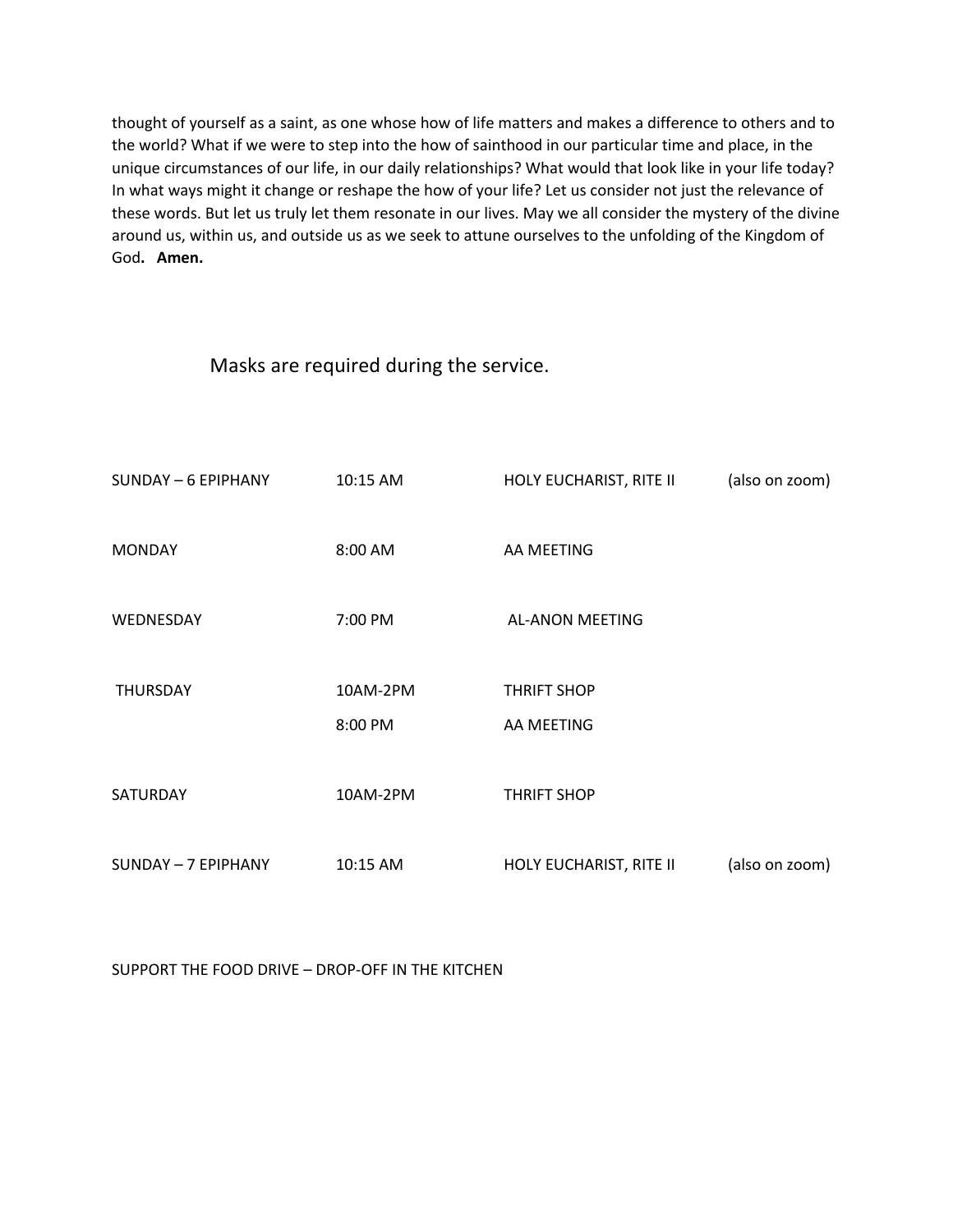thought of yourself as a saint, as one whose how of life matters and makes a difference to others and to the world? What if we were to step into the how of sainthood in our particular time and place, in the unique circumstances of our life, in our daily relationships? What would that look like in your life today? In what ways might it change or reshape the how of your life? Let us consider not just the relevance of these words. But let us truly let them resonate in our lives. May we all consider the mystery of the divine around us, within us, and outside us as we seek to attune ourselves to the unfolding of the Kingdom of God**. Amen.**

Masks are required during the service.

| | | | |
|---|---|---|---|
| SUNDAY – 6 EPIPHANY | 10:15 AM | HOLY EUCHARIST, RITE II | (also on zoom) |
| MONDAY | 8:00 AM | AA MEETING | |
| WEDNESDAY | 7:00 PM | AL-ANON MEETING | |
| THURSDAY | 10AM-2PM | THRIFT SHOP | |
| | 8:00 PM | AA MEETING | |
| SATURDAY | 10AM-2PM | THRIFT SHOP | |
| SUNDAY – 7 EPIPHANY | 10:15 AM | HOLY EUCHARIST, RITE II | (also on zoom) |

SUPPORT THE FOOD DRIVE – DROP-OFF IN THE KITCHEN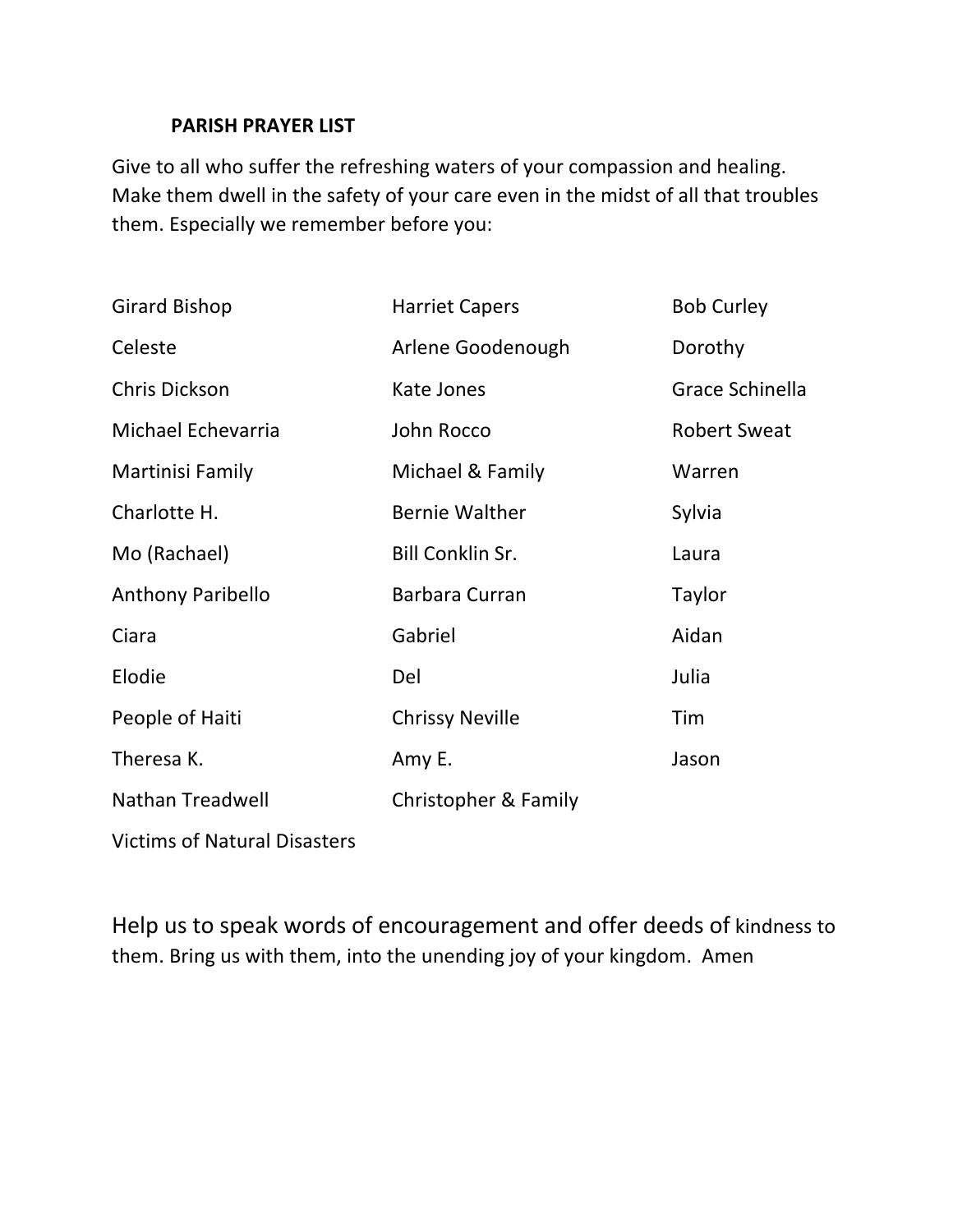**PARISH PRAYER LIST**

Give to all who suffer the refreshing waters of your compassion and healing. Make them dwell in the safety of your care even in the midst of all that troubles them. Especially we remember before you:

| | | |
|---|---|---|
| Girard Bishop | Harriet Capers | Bob Curley |
| Celeste | Arlene Goodenough | Dorothy |
| Chris Dickson | Kate Jones | Grace Schinella |
| Michael Echevarria | John Rocco | Robert Sweat |
| Martinisi Family | Michael & Family | Warren |
| Charlotte H. | Bernie Walther | Sylvia |
| Mo (Rachael) | Bill Conklin Sr. | Laura |
| Anthony Paribello | Barbara Curran | Taylor |
| Ciara | Gabriel | Aidan |
| Elodie | Del | Julia |
| People of Haiti | Chrissy Neville | Tim |
| Theresa K. | Amy E. | Jason |
| Nathan Treadwell | Christopher & Family | |
| Victims of Natural Disasters | | |

Help us to speak words of encouragement and offer deeds of kindness to them. Bring us with them, into the unending joy of your kingdom. Amen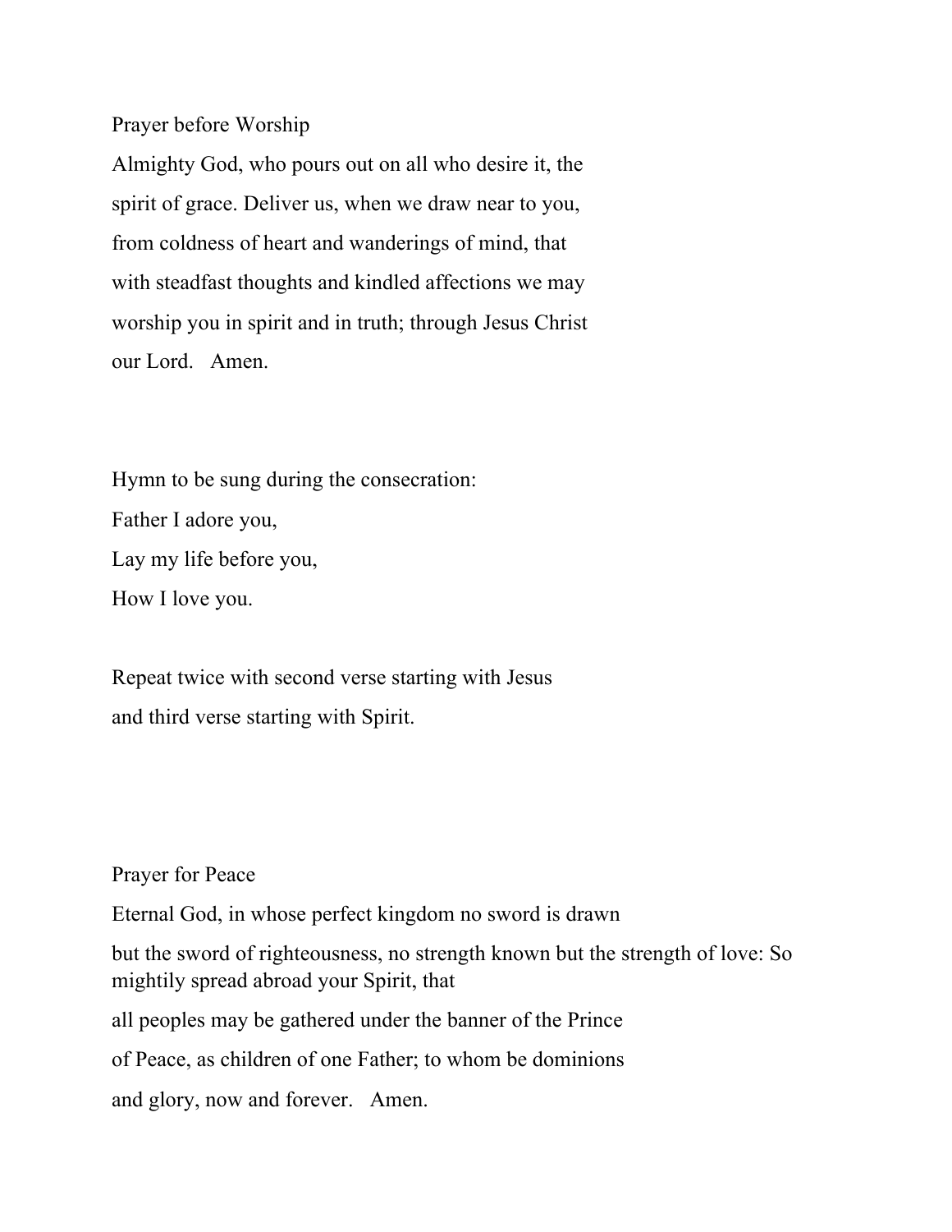Prayer before Worship

Almighty God, who pours out on all who desire it, the spirit of grace. Deliver us, when we draw near to you, from coldness of heart and wanderings of mind, that with steadfast thoughts and kindled affections we may worship you in spirit and in truth; through Jesus Christ our Lord. Amen.

Hymn to be sung during the consecration:

Father I adore you,
Lay my life before you,
How I love you.

Repeat twice with second verse starting with Jesus and third verse starting with Spirit.

Prayer for Peace

Eternal God, in whose perfect kingdom no sword is drawn but the sword of righteousness, no strength known but the strength of love: So mightily spread abroad your Spirit, that all peoples may be gathered under the banner of the Prince of Peace, as children of one Father; to whom be dominions and glory, now and forever. Amen.